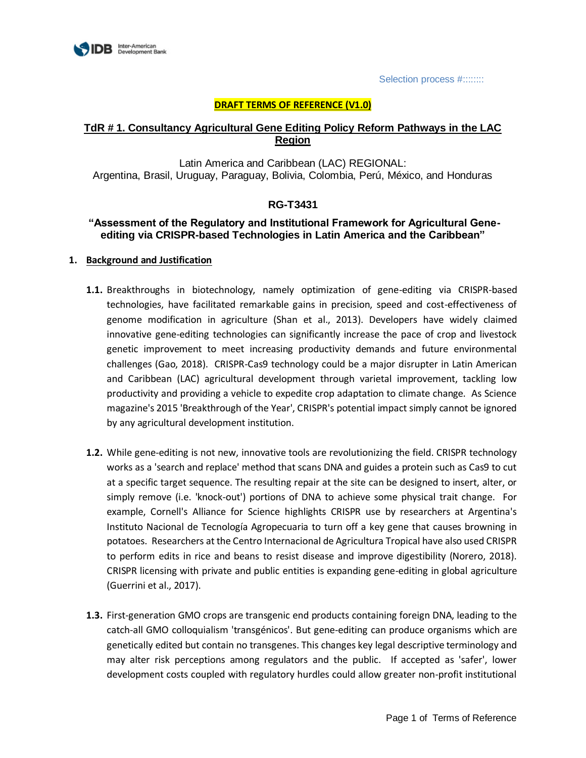Selection process #::::::::

**DRAFT TERMS OF REFERENCE (V1.0)**

**TdR # 1. Consultancy Agricultural Gene Editing Policy Reform Pathways in the LAC Region**

Latin America and Caribbean (LAC) REGIONAL:
Argentina, Brasil, Uruguay, Paraguay, Bolivia, Colombia, Perú, México, and Honduras

**RG-T3431**

**"Assessment of the Regulatory and Institutional Framework for Agricultural Gene-editing via CRISPR-based Technologies in Latin America and the Caribbean"**

## 1. Background and Justification

**1.1.** Breakthroughs in biotechnology, namely optimization of gene-editing via CRISPR-based technologies, have facilitated remarkable gains in precision, speed and cost-effectiveness of genome modification in agriculture (Shan et al., 2013). Developers have widely claimed innovative gene-editing technologies can significantly increase the pace of crop and livestock genetic improvement to meet increasing productivity demands and future environmental challenges (Gao, 2018). CRISPR-Cas9 technology could be a major disrupter in Latin American and Caribbean (LAC) agricultural development through varietal improvement, tackling low productivity and providing a vehicle to expedite crop adaptation to climate change. As Science magazine's 2015 'Breakthrough of the Year', CRISPR's potential impact simply cannot be ignored by any agricultural development institution.

**1.2.** While gene-editing is not new, innovative tools are revolutionizing the field. CRISPR technology works as a 'search and replace' method that scans DNA and guides a protein such as Cas9 to cut at a specific target sequence. The resulting repair at the site can be designed to insert, alter, or simply remove (i.e. 'knock-out') portions of DNA to achieve some physical trait change. For example, Cornell's Alliance for Science highlights CRISPR use by researchers at Argentina's Instituto Nacional de Tecnología Agropecuaria to turn off a key gene that causes browning in potatoes. Researchers at the Centro Internacional de Agricultura Tropical have also used CRISPR to perform edits in rice and beans to resist disease and improve digestibility (Norero, 2018). CRISPR licensing with private and public entities is expanding gene-editing in global agriculture (Guerrini et al., 2017).

**1.3.** First-generation GMO crops are transgenic end products containing foreign DNA, leading to the catch-all GMO colloquialism 'transgénicos'. But gene-editing can produce organisms which are genetically edited but contain no transgenes. This changes key legal descriptive terminology and may alter risk perceptions among regulators and the public. If accepted as 'safer', lower development costs coupled with regulatory hurdles could allow greater non-profit institutional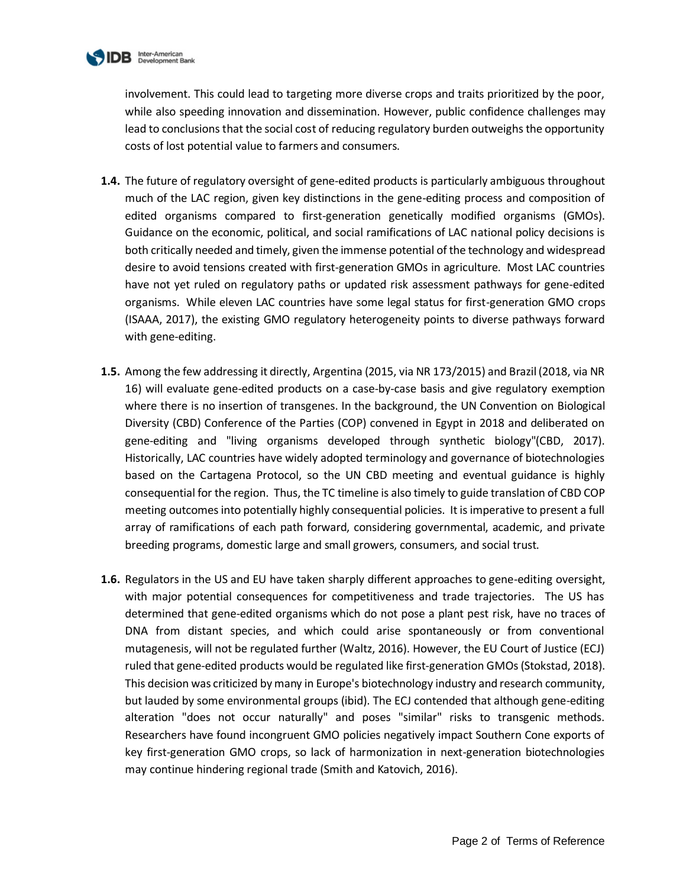involvement. This could lead to targeting more diverse crops and traits prioritized by the poor, while also speeding innovation and dissemination. However, public confidence challenges may lead to conclusions that the social cost of reducing regulatory burden outweighs the opportunity costs of lost potential value to farmers and consumers.

**1.4.** The future of regulatory oversight of gene-edited products is particularly ambiguous throughout much of the LAC region, given key distinctions in the gene-editing process and composition of edited organisms compared to first-generation genetically modified organisms (GMOs). Guidance on the economic, political, and social ramifications of LAC national policy decisions is both critically needed and timely, given the immense potential of the technology and widespread desire to avoid tensions created with first-generation GMOs in agriculture. Most LAC countries have not yet ruled on regulatory paths or updated risk assessment pathways for gene-edited organisms. While eleven LAC countries have some legal status for first-generation GMO crops (ISAAA, 2017), the existing GMO regulatory heterogeneity points to diverse pathways forward with gene-editing.

**1.5.** Among the few addressing it directly, Argentina (2015, via NR 173/2015) and Brazil (2018, via NR 16) will evaluate gene-edited products on a case-by-case basis and give regulatory exemption where there is no insertion of transgenes. In the background, the UN Convention on Biological Diversity (CBD) Conference of the Parties (COP) convened in Egypt in 2018 and deliberated on gene-editing and "living organisms developed through synthetic biology"(CBD, 2017). Historically, LAC countries have widely adopted terminology and governance of biotechnologies based on the Cartagena Protocol, so the UN CBD meeting and eventual guidance is highly consequential for the region. Thus, the TC timeline is also timely to guide translation of CBD COP meeting outcomes into potentially highly consequential policies. It is imperative to present a full array of ramifications of each path forward, considering governmental, academic, and private breeding programs, domestic large and small growers, consumers, and social trust.

**1.6.** Regulators in the US and EU have taken sharply different approaches to gene-editing oversight, with major potential consequences for competitiveness and trade trajectories. The US has determined that gene-edited organisms which do not pose a plant pest risk, have no traces of DNA from distant species, and which could arise spontaneously or from conventional mutagenesis, will not be regulated further (Waltz, 2016). However, the EU Court of Justice (ECJ) ruled that gene-edited products would be regulated like first-generation GMOs (Stokstad, 2018). This decision was criticized by many in Europe's biotechnology industry and research community, but lauded by some environmental groups (ibid). The ECJ contended that although gene-editing alteration "does not occur naturally" and poses "similar" risks to transgenic methods. Researchers have found incongruent GMO policies negatively impact Southern Cone exports of key first-generation GMO crops, so lack of harmonization in next-generation biotechnologies may continue hindering regional trade (Smith and Katovich, 2016).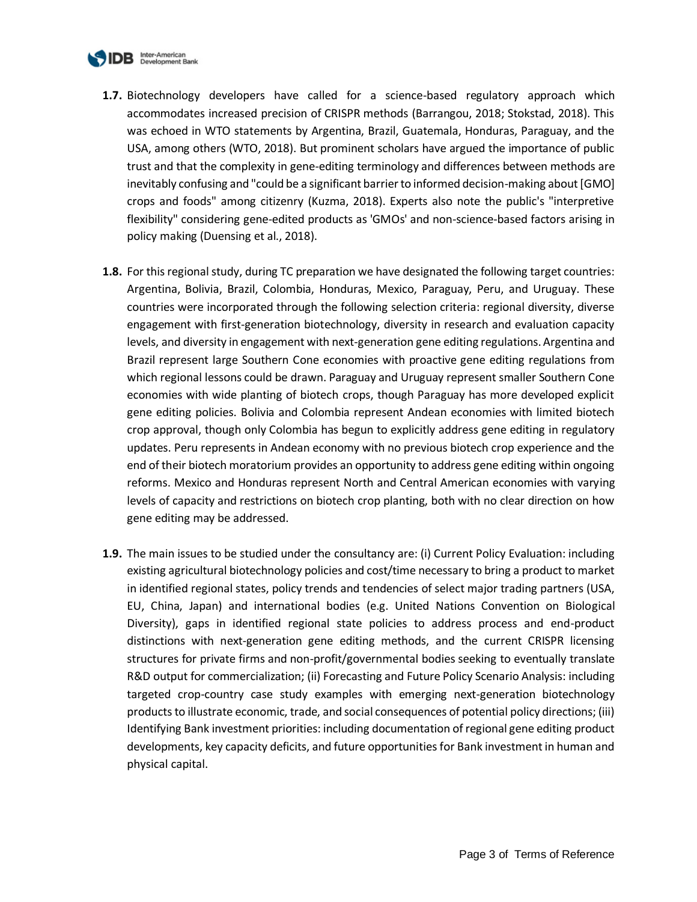**1.7.** Biotechnology developers have called for a science-based regulatory approach which accommodates increased precision of CRISPR methods (Barrangou, 2018; Stokstad, 2018). This was echoed in WTO statements by Argentina, Brazil, Guatemala, Honduras, Paraguay, and the USA, among others (WTO, 2018). But prominent scholars have argued the importance of public trust and that the complexity in gene-editing terminology and differences between methods are inevitably confusing and "could be a significant barrier to informed decision-making about [GMO] crops and foods" among citizenry (Kuzma, 2018). Experts also note the public's "interpretive flexibility" considering gene-edited products as 'GMOs' and non-science-based factors arising in policy making (Duensing et al., 2018).

**1.8.** For this regional study, during TC preparation we have designated the following target countries: Argentina, Bolivia, Brazil, Colombia, Honduras, Mexico, Paraguay, Peru, and Uruguay. These countries were incorporated through the following selection criteria: regional diversity, diverse engagement with first-generation biotechnology, diversity in research and evaluation capacity levels, and diversity in engagement with next-generation gene editing regulations. Argentina and Brazil represent large Southern Cone economies with proactive gene editing regulations from which regional lessons could be drawn. Paraguay and Uruguay represent smaller Southern Cone economies with wide planting of biotech crops, though Paraguay has more developed explicit gene editing policies. Bolivia and Colombia represent Andean economies with limited biotech crop approval, though only Colombia has begun to explicitly address gene editing in regulatory updates. Peru represents in Andean economy with no previous biotech crop experience and the end of their biotech moratorium provides an opportunity to address gene editing within ongoing reforms. Mexico and Honduras represent North and Central American economies with varying levels of capacity and restrictions on biotech crop planting, both with no clear direction on how gene editing may be addressed.

**1.9.** The main issues to be studied under the consultancy are: (i) Current Policy Evaluation: including existing agricultural biotechnology policies and cost/time necessary to bring a product to market in identified regional states, policy trends and tendencies of select major trading partners (USA, EU, China, Japan) and international bodies (e.g. United Nations Convention on Biological Diversity), gaps in identified regional state policies to address process and end-product distinctions with next-generation gene editing methods, and the current CRISPR licensing structures for private firms and non-profit/governmental bodies seeking to eventually translate R&D output for commercialization; (ii) Forecasting and Future Policy Scenario Analysis: including targeted crop-country case study examples with emerging next-generation biotechnology products to illustrate economic, trade, and social consequences of potential policy directions; (iii) Identifying Bank investment priorities: including documentation of regional gene editing product developments, key capacity deficits, and future opportunities for Bank investment in human and physical capital.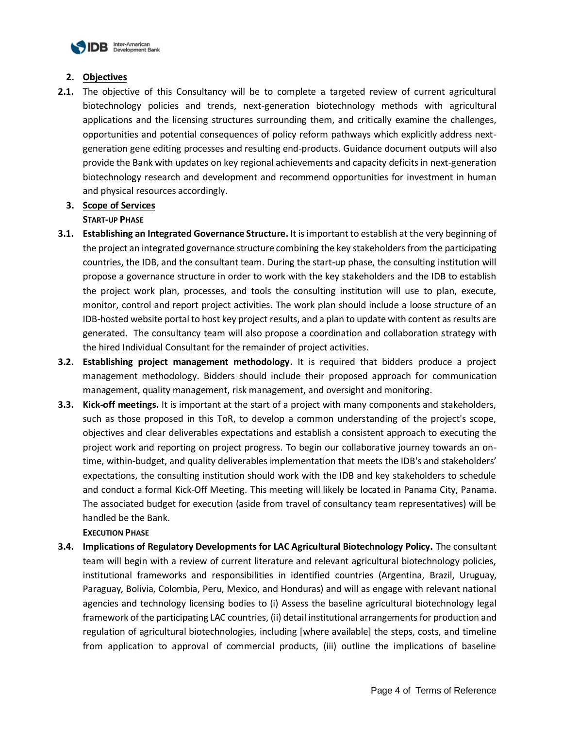## 2. Objectives

**2.1.** The objective of this Consultancy will be to complete a targeted review of current agricultural biotechnology policies and trends, next-generation biotechnology methods with agricultural applications and the licensing structures surrounding them, and critically examine the challenges, opportunities and potential consequences of policy reform pathways which explicitly address next-generation gene editing processes and resulting end-products. Guidance document outputs will also provide the Bank with updates on key regional achievements and capacity deficits in next-generation biotechnology research and development and recommend opportunities for investment in human and physical resources accordingly.

## 3. Scope of Services

**START-UP PHASE**

**3.1. Establishing an Integrated Governance Structure.** It is important to establish at the very beginning of the project an integrated governance structure combining the key stakeholders from the participating countries, the IDB, and the consultant team. During the start-up phase, the consulting institution will propose a governance structure in order to work with the key stakeholders and the IDB to establish the project work plan, processes, and tools the consulting institution will use to plan, execute, monitor, control and report project activities. The work plan should include a loose structure of an IDB-hosted website portal to host key project results, and a plan to update with content as results are generated. The consultancy team will also propose a coordination and collaboration strategy with the hired Individual Consultant for the remainder of project activities.

**3.2. Establishing project management methodology.** It is required that bidders produce a project management methodology. Bidders should include their proposed approach for communication management, quality management, risk management, and oversight and monitoring.

**3.3. Kick-off meetings.** It is important at the start of a project with many components and stakeholders, such as those proposed in this ToR, to develop a common understanding of the project's scope, objectives and clear deliverables expectations and establish a consistent approach to executing the project work and reporting on project progress. To begin our collaborative journey towards an on-time, within-budget, and quality deliverables implementation that meets the IDB's and stakeholders' expectations, the consulting institution should work with the IDB and key stakeholders to schedule and conduct a formal Kick-Off Meeting. This meeting will likely be located in Panama City, Panama. The associated budget for execution (aside from travel of consultancy team representatives) will be handled be the Bank.

**EXECUTION PHASE**

**3.4. Implications of Regulatory Developments for LAC Agricultural Biotechnology Policy.** The consultant team will begin with a review of current literature and relevant agricultural biotechnology policies, institutional frameworks and responsibilities in identified countries (Argentina, Brazil, Uruguay, Paraguay, Bolivia, Colombia, Peru, Mexico, and Honduras) and will as engage with relevant national agencies and technology licensing bodies to (i) Assess the baseline agricultural biotechnology legal framework of the participating LAC countries, (ii) detail institutional arrangements for production and regulation of agricultural biotechnologies, including [where available] the steps, costs, and timeline from application to approval of commercial products, (iii) outline the implications of baseline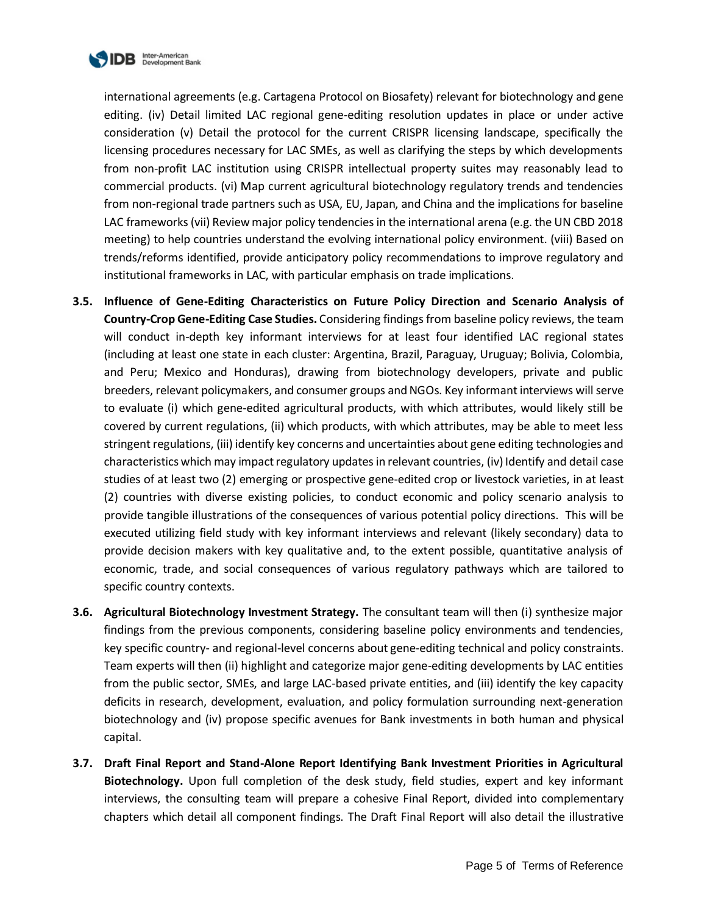international agreements (e.g. Cartagena Protocol on Biosafety) relevant for biotechnology and gene editing. (iv) Detail limited LAC regional gene-editing resolution updates in place or under active consideration (v) Detail the protocol for the current CRISPR licensing landscape, specifically the licensing procedures necessary for LAC SMEs, as well as clarifying the steps by which developments from non-profit LAC institution using CRISPR intellectual property suites may reasonably lead to commercial products. (vi) Map current agricultural biotechnology regulatory trends and tendencies from non-regional trade partners such as USA, EU, Japan, and China and the implications for baseline LAC frameworks (vii) Review major policy tendencies in the international arena (e.g. the UN CBD 2018 meeting) to help countries understand the evolving international policy environment. (viii) Based on trends/reforms identified, provide anticipatory policy recommendations to improve regulatory and institutional frameworks in LAC, with particular emphasis on trade implications.

**3.5. Influence of Gene-Editing Characteristics on Future Policy Direction and Scenario Analysis of Country-Crop Gene-Editing Case Studies.** Considering findings from baseline policy reviews, the team will conduct in-depth key informant interviews for at least four identified LAC regional states (including at least one state in each cluster: Argentina, Brazil, Paraguay, Uruguay; Bolivia, Colombia, and Peru; Mexico and Honduras), drawing from biotechnology developers, private and public breeders, relevant policymakers, and consumer groups and NGOs. Key informant interviews will serve to evaluate (i) which gene-edited agricultural products, with which attributes, would likely still be covered by current regulations, (ii) which products, with which attributes, may be able to meet less stringent regulations, (iii) identify key concerns and uncertainties about gene editing technologies and characteristics which may impact regulatory updates in relevant countries, (iv) Identify and detail case studies of at least two (2) emerging or prospective gene-edited crop or livestock varieties, in at least (2) countries with diverse existing policies, to conduct economic and policy scenario analysis to provide tangible illustrations of the consequences of various potential policy directions. This will be executed utilizing field study with key informant interviews and relevant (likely secondary) data to provide decision makers with key qualitative and, to the extent possible, quantitative analysis of economic, trade, and social consequences of various regulatory pathways which are tailored to specific country contexts.

**3.6. Agricultural Biotechnology Investment Strategy.** The consultant team will then (i) synthesize major findings from the previous components, considering baseline policy environments and tendencies, key specific country- and regional-level concerns about gene-editing technical and policy constraints. Team experts will then (ii) highlight and categorize major gene-editing developments by LAC entities from the public sector, SMEs, and large LAC-based private entities, and (iii) identify the key capacity deficits in research, development, evaluation, and policy formulation surrounding next-generation biotechnology and (iv) propose specific avenues for Bank investments in both human and physical capital.

**3.7. Draft Final Report and Stand-Alone Report Identifying Bank Investment Priorities in Agricultural Biotechnology.** Upon full completion of the desk study, field studies, expert and key informant interviews, the consulting team will prepare a cohesive Final Report, divided into complementary chapters which detail all component findings. The Draft Final Report will also detail the illustrative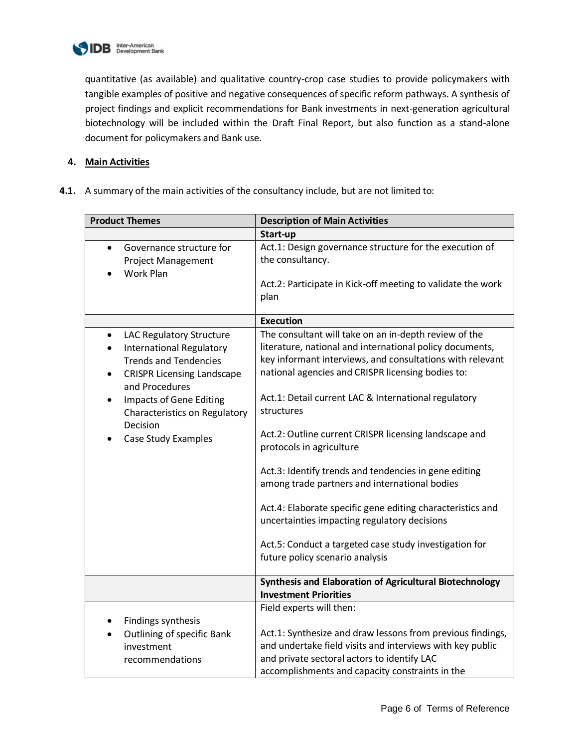quantitative (as available) and qualitative country-crop case studies to provide policymakers with tangible examples of positive and negative consequences of specific reform pathways. A synthesis of project findings and explicit recommendations for Bank investments in next-generation agricultural biotechnology will be included within the Draft Final Report, but also function as a stand-alone document for policymakers and Bank use.

## 4. Main Activities

**4.1.** A summary of the main activities of the consultancy include, but are not limited to:

| Product Themes | Description of Main Activities |
|---|---|
| | **Start-up** |
| • Governance structure for Project Management<br>• Work Plan | Act.1: Design governance structure for the execution of the consultancy.<br><br>Act.2: Participate in Kick-off meeting to validate the work plan |
| | **Execution** |
| • LAC Regulatory Structure<br>• International Regulatory Trends and Tendencies<br>• CRISPR Licensing Landscape and Procedures<br>• Impacts of Gene Editing Characteristics on Regulatory Decision<br>• Case Study Examples | The consultant will take on an in-depth review of the literature, national and international policy documents, key informant interviews, and consultations with relevant national agencies and CRISPR licensing bodies to:<br><br>Act.1: Detail current LAC & International regulatory structures<br><br>Act.2: Outline current CRISPR licensing landscape and protocols in agriculture<br><br>Act.3: Identify trends and tendencies in gene editing among trade partners and international bodies<br><br>Act.4: Elaborate specific gene editing characteristics and uncertainties impacting regulatory decisions<br><br>Act.5: Conduct a targeted case study investigation for future policy scenario analysis |
| | **Synthesis and Elaboration of Agricultural Biotechnology Investment Priorities** |
| • Findings synthesis<br>• Outlining of specific Bank investment recommendations | Field experts will then:<br><br>Act.1: Synthesize and draw lessons from previous findings, and undertake field visits and interviews with key public and private sectoral actors to identify LAC accomplishments and capacity constraints in the |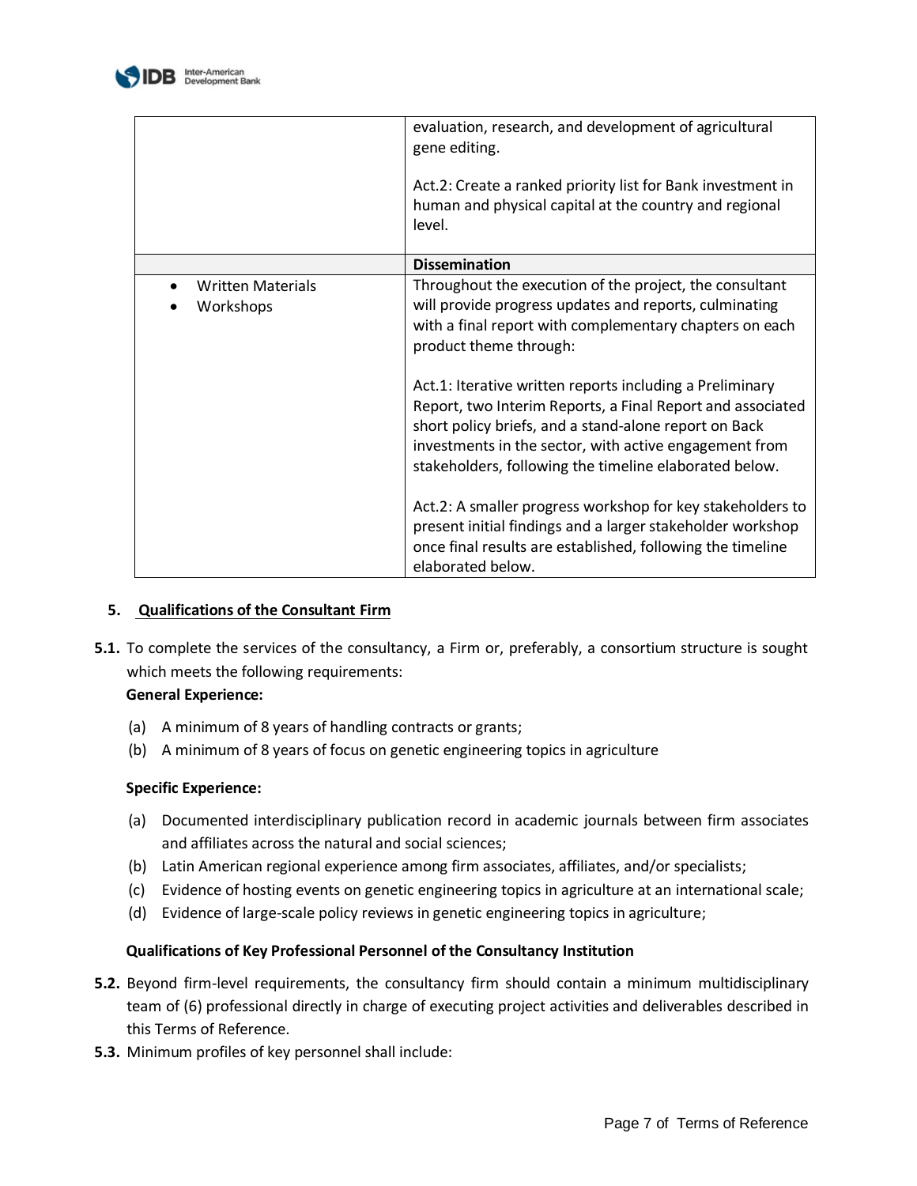| | |
|---|---|
| | evaluation, research, and development of agricultural gene editing.<br><br>Act.2: Create a ranked priority list for Bank investment in human and physical capital at the country and regional level. |
| | **Dissemination** |
| • Written Materials<br>• Workshops | Throughout the execution of the project, the consultant will provide progress updates and reports, culminating with a final report with complementary chapters on each product theme through:<br><br>Act.1: Iterative written reports including a Preliminary Report, two Interim Reports, a Final Report and associated short policy briefs, and a stand-alone report on Back investments in the sector, with active engagement from stakeholders, following the timeline elaborated below.<br><br>Act.2: A smaller progress workshop for key stakeholders to present initial findings and a larger stakeholder workshop once final results are established, following the timeline elaborated below. |

## 5. Qualifications of the Consultant Firm

**5.1.** To complete the services of the consultancy, a Firm or, preferably, a consortium structure is sought which meets the following requirements:

**General Experience:**

(a) A minimum of 8 years of handling contracts or grants;
(b) A minimum of 8 years of focus on genetic engineering topics in agriculture

**Specific Experience:**

(a) Documented interdisciplinary publication record in academic journals between firm associates and affiliates across the natural and social sciences;
(b) Latin American regional experience among firm associates, affiliates, and/or specialists;
(c) Evidence of hosting events on genetic engineering topics in agriculture at an international scale;
(d) Evidence of large-scale policy reviews in genetic engineering topics in agriculture;

**Qualifications of Key Professional Personnel of the Consultancy Institution**

**5.2.** Beyond firm-level requirements, the consultancy firm should contain a minimum multidisciplinary team of (6) professional directly in charge of executing project activities and deliverables described in this Terms of Reference.

**5.3.** Minimum profiles of key personnel shall include: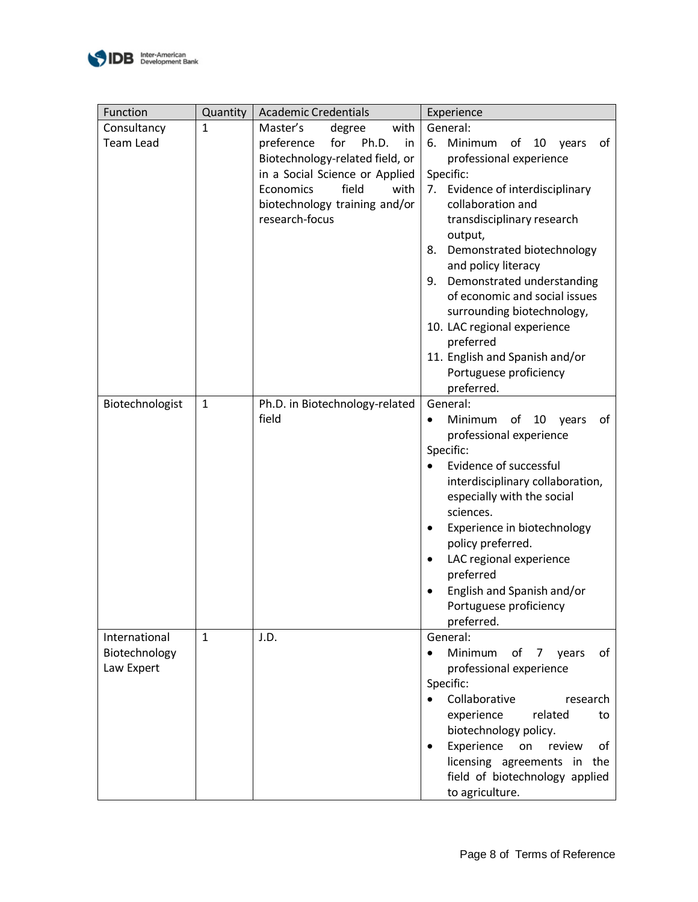| Function | Quantity | Academic Credentials | Experience |
|---|---|---|---|
| Consultancy Team Lead | 1 | Master's degree with preference for Ph.D. in Biotechnology-related field, or in a Social Science or Applied Economics field with biotechnology training and/or research-focus | General:<br>6. Minimum of 10 years of professional experience<br>Specific:<br>7. Evidence of interdisciplinary collaboration and transdisciplinary research output,<br>8. Demonstrated biotechnology and policy literacy<br>9. Demonstrated understanding of economic and social issues surrounding biotechnology,<br>10. LAC regional experience preferred<br>11. English and Spanish and/or Portuguese proficiency preferred. |
| Biotechnologist | 1 | Ph.D. in Biotechnology-related field | General:<br>• Minimum of 10 years of professional experience<br>Specific:<br>• Evidence of successful interdisciplinary collaboration, especially with the social sciences.<br>• Experience in biotechnology policy preferred.<br>• LAC regional experience preferred<br>• English and Spanish and/or Portuguese proficiency preferred. |
| International Biotechnology Law Expert | 1 | J.D. | General:<br>• Minimum of 7 years of professional experience<br>Specific:<br>• Collaborative research experience related to biotechnology policy.<br>• Experience on review of licensing agreements in the field of biotechnology applied to agriculture. |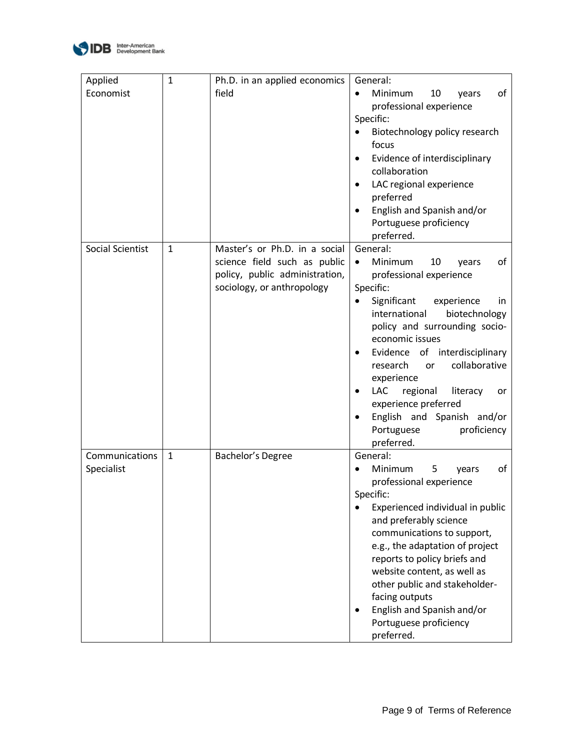| Applied Economist | 1 | Ph.D. in an applied economics field | General:<br>• Minimum 10 years of professional experience<br>Specific:<br>• Biotechnology policy research focus<br>• Evidence of interdisciplinary collaboration<br>• LAC regional experience preferred<br>• English and Spanish and/or Portuguese proficiency preferred. |
|---|---|---|---|
| Social Scientist | 1 | Master's or Ph.D. in a social science field such as public policy, public administration, sociology, or anthropology | General:<br>• Minimum 10 years of professional experience<br>Specific:<br>• Significant experience in international biotechnology policy and surrounding socio-economic issues<br>• Evidence of interdisciplinary research or collaborative experience<br>• LAC regional literacy or experience preferred<br>• English and Spanish and/or Portuguese proficiency preferred. |
| Communications Specialist | 1 | Bachelor's Degree | General:<br>• Minimum 5 years of professional experience<br>Specific:<br>• Experienced individual in public and preferably science communications to support, e.g., the adaptation of project reports to policy briefs and website content, as well as other public and stakeholder-facing outputs<br>• English and Spanish and/or Portuguese proficiency preferred. |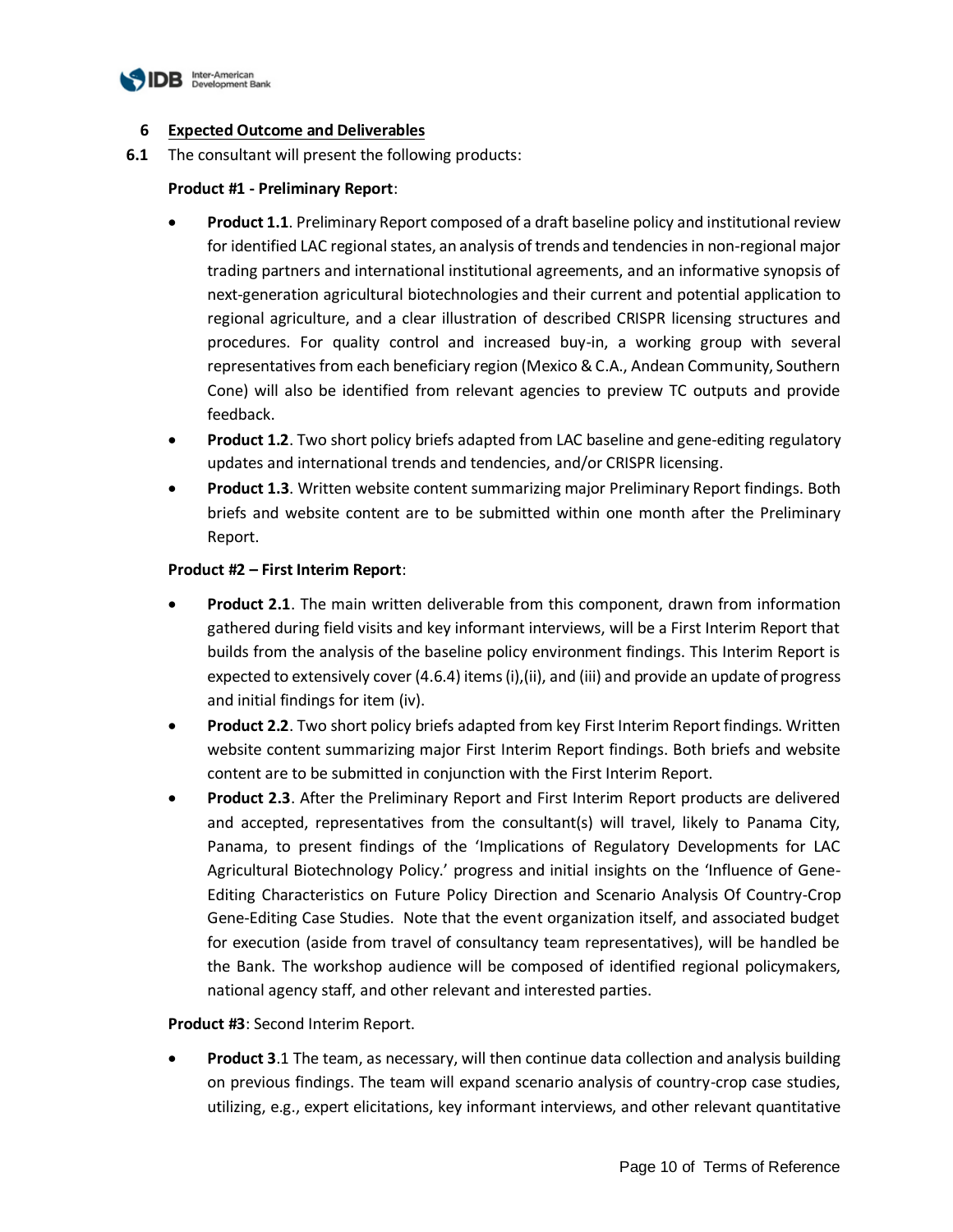## 6 Expected Outcome and Deliverables

**6.1** The consultant will present the following products:

**Product #1 - Preliminary Report**:

- **Product 1.1**. Preliminary Report composed of a draft baseline policy and institutional review for identified LAC regional states, an analysis of trends and tendencies in non-regional major trading partners and international institutional agreements, and an informative synopsis of next-generation agricultural biotechnologies and their current and potential application to regional agriculture, and a clear illustration of described CRISPR licensing structures and procedures. For quality control and increased buy-in, a working group with several representatives from each beneficiary region (Mexico & C.A., Andean Community, Southern Cone) will also be identified from relevant agencies to preview TC outputs and provide feedback.
- **Product 1.2**. Two short policy briefs adapted from LAC baseline and gene-editing regulatory updates and international trends and tendencies, and/or CRISPR licensing.
- **Product 1.3**. Written website content summarizing major Preliminary Report findings. Both briefs and website content are to be submitted within one month after the Preliminary Report.

**Product #2 – First Interim Report**:

- **Product 2.1**. The main written deliverable from this component, drawn from information gathered during field visits and key informant interviews, will be a First Interim Report that builds from the analysis of the baseline policy environment findings. This Interim Report is expected to extensively cover (4.6.4) items (i),(ii), and (iii) and provide an update of progress and initial findings for item (iv).
- **Product 2.2**. Two short policy briefs adapted from key First Interim Report findings. Written website content summarizing major First Interim Report findings. Both briefs and website content are to be submitted in conjunction with the First Interim Report.
- **Product 2.3**. After the Preliminary Report and First Interim Report products are delivered and accepted, representatives from the consultant(s) will travel, likely to Panama City, Panama, to present findings of the 'Implications of Regulatory Developments for LAC Agricultural Biotechnology Policy.' progress and initial insights on the 'Influence of Gene-Editing Characteristics on Future Policy Direction and Scenario Analysis Of Country-Crop Gene-Editing Case Studies. Note that the event organization itself, and associated budget for execution (aside from travel of consultancy team representatives), will be handled be the Bank. The workshop audience will be composed of identified regional policymakers, national agency staff, and other relevant and interested parties.

**Product #3**: Second Interim Report.

- **Product 3**.1 The team, as necessary, will then continue data collection and analysis building on previous findings. The team will expand scenario analysis of country-crop case studies, utilizing, e.g., expert elicitations, key informant interviews, and other relevant quantitative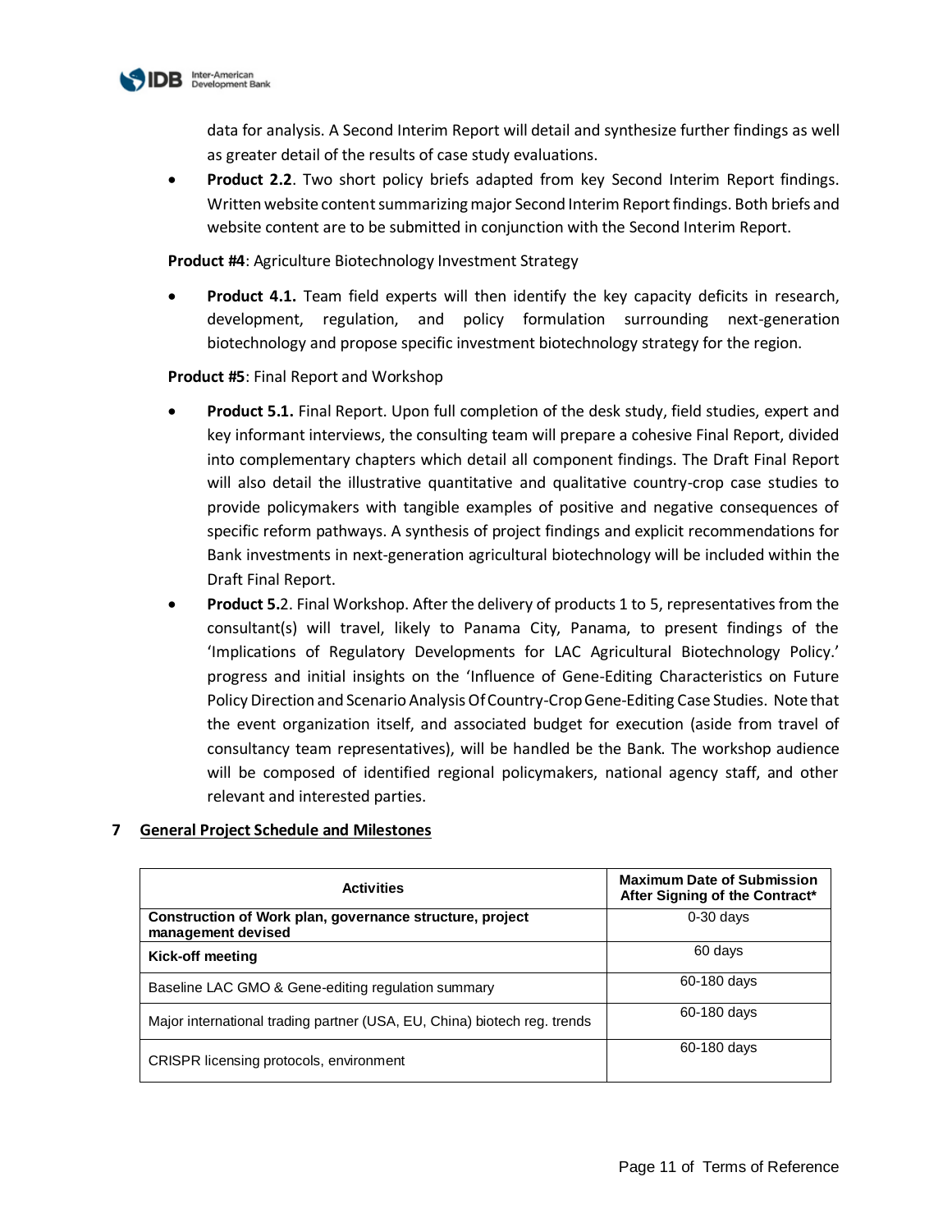data for analysis. A Second Interim Report will detail and synthesize further findings as well as greater detail of the results of case study evaluations.

- **Product 2.2**. Two short policy briefs adapted from key Second Interim Report findings. Written website content summarizing major Second Interim Report findings. Both briefs and website content are to be submitted in conjunction with the Second Interim Report.

**Product #4**: Agriculture Biotechnology Investment Strategy

- **Product 4.1.** Team field experts will then identify the key capacity deficits in research, development, regulation, and policy formulation surrounding next-generation biotechnology and propose specific investment biotechnology strategy for the region.

**Product #5**: Final Report and Workshop

- **Product 5.1.** Final Report. Upon full completion of the desk study, field studies, expert and key informant interviews, the consulting team will prepare a cohesive Final Report, divided into complementary chapters which detail all component findings. The Draft Final Report will also detail the illustrative quantitative and qualitative country-crop case studies to provide policymakers with tangible examples of positive and negative consequences of specific reform pathways. A synthesis of project findings and explicit recommendations for Bank investments in next-generation agricultural biotechnology will be included within the Draft Final Report.
- **Product 5.**2. Final Workshop. After the delivery of products 1 to 5, representatives from the consultant(s) will travel, likely to Panama City, Panama, to present findings of the 'Implications of Regulatory Developments for LAC Agricultural Biotechnology Policy.' progress and initial insights on the 'Influence of Gene-Editing Characteristics on Future Policy Direction and Scenario Analysis Of Country-Crop Gene-Editing Case Studies. Note that the event organization itself, and associated budget for execution (aside from travel of consultancy team representatives), will be handled be the Bank. The workshop audience will be composed of identified regional policymakers, national agency staff, and other relevant and interested parties.

## 7 General Project Schedule and Milestones

| Activities | Maximum Date of Submission After Signing of the Contract* |
|---|---|
| **Construction of Work plan, governance structure, project management devised** | 0-30 days |
| **Kick-off meeting** | 60 days |
| Baseline LAC GMO & Gene-editing regulation summary | 60-180 days |
| Major international trading partner (USA, EU, China) biotech reg. trends | 60-180 days |
| CRISPR licensing protocols, environment | 60-180 days |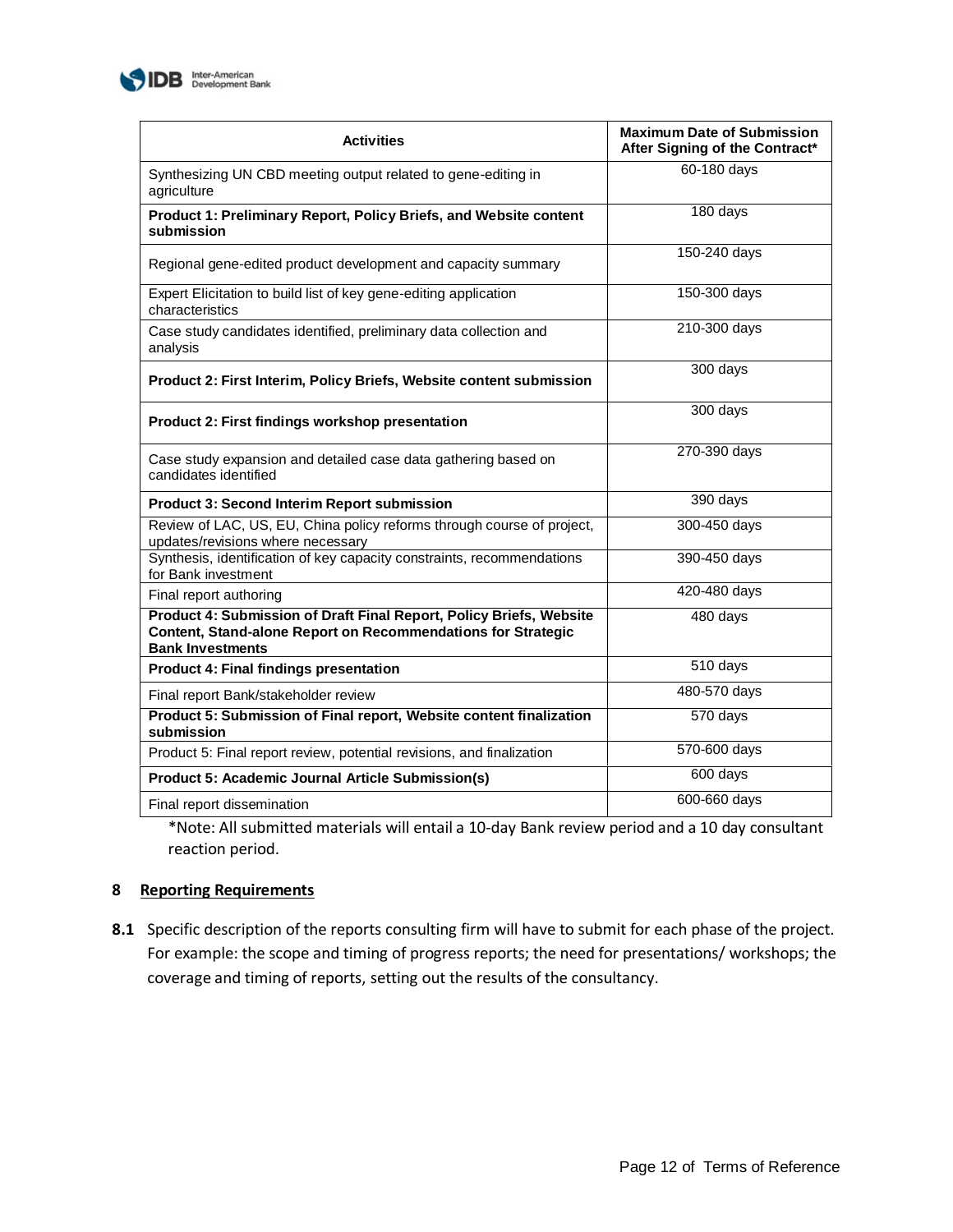| Activities | Maximum Date of Submission After Signing of the Contract* |
|---|---|
| Synthesizing UN CBD meeting output related to gene-editing in agriculture | 60-180 days |
| **Product 1: Preliminary Report, Policy Briefs, and Website content submission** | 180 days |
| Regional gene-edited product development and capacity summary | 150-240 days |
| Expert Elicitation to build list of key gene-editing application characteristics | 150-300 days |
| Case study candidates identified, preliminary data collection and analysis | 210-300 days |
| **Product 2: First Interim, Policy Briefs, Website content submission** | 300 days |
| **Product 2: First findings workshop presentation** | 300 days |
| Case study expansion and detailed case data gathering based on candidates identified | 270-390 days |
| **Product 3: Second Interim Report submission** | 390 days |
| Review of LAC, US, EU, China policy reforms through course of project, updates/revisions where necessary | 300-450 days |
| Synthesis, identification of key capacity constraints, recommendations for Bank investment | 390-450 days |
| Final report authoring | 420-480 days |
| **Product 4: Submission of Draft Final Report, Policy Briefs, Website Content, Stand-alone Report on Recommendations for Strategic Bank Investments** | 480 days |
| **Product 4: Final findings presentation** | 510 days |
| Final report Bank/stakeholder review | 480-570 days |
| **Product 5: Submission of Final report, Website content finalization submission** | 570 days |
| Product 5: Final report review, potential revisions, and finalization | 570-600 days |
| **Product 5: Academic Journal Article Submission(s)** | 600 days |
| Final report dissemination | 600-660 days |

*Note: All submitted materials will entail a 10-day Bank review period and a 10 day consultant reaction period.

## 8 Reporting Requirements

**8.1** Specific description of the reports consulting firm will have to submit for each phase of the project. For example: the scope and timing of progress reports; the need for presentations/ workshops; the coverage and timing of reports, setting out the results of the consultancy.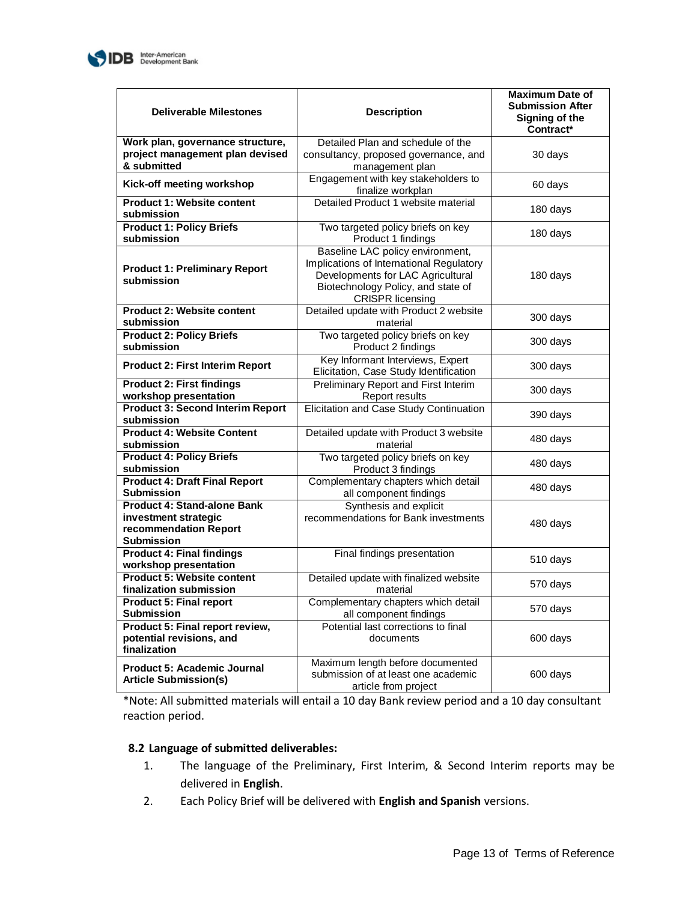| Deliverable Milestones | Description | Maximum Date of Submission After Signing of the Contract* |
|---|---|---|
| **Work plan, governance structure, project management plan devised & submitted** | Detailed Plan and schedule of the consultancy, proposed governance, and management plan | 30 days |
| **Kick-off meeting workshop** | Engagement with key stakeholders to finalize workplan | 60 days |
| **Product 1: Website content submission** | Detailed Product 1 website material | 180 days |
| **Product 1: Policy Briefs submission** | Two targeted policy briefs on key Product 1 findings | 180 days |
| **Product 1: Preliminary Report submission** | Baseline LAC policy environment, Implications of International Regulatory Developments for LAC Agricultural Biotechnology Policy, and state of CRISPR licensing | 180 days |
| **Product 2: Website content submission** | Detailed update with Product 2 website material | 300 days |
| **Product 2: Policy Briefs submission** | Two targeted policy briefs on key Product 2 findings | 300 days |
| **Product 2: First Interim Report** | Key Informant Interviews, Expert Elicitation, Case Study Identification | 300 days |
| **Product 2: First findings workshop presentation** | Preliminary Report and First Interim Report results | 300 days |
| **Product 3: Second Interim Report submission** | Elicitation and Case Study Continuation | 390 days |
| **Product 4: Website Content submission** | Detailed update with Product 3 website material | 480 days |
| **Product 4: Policy Briefs submission** | Two targeted policy briefs on key Product 3 findings | 480 days |
| **Product 4: Draft Final Report Submission** | Complementary chapters which detail all component findings | 480 days |
| **Product 4: Stand-alone Bank investment strategic recommendation Report Submission** | Synthesis and explicit recommendations for Bank investments | 480 days |
| **Product 4: Final findings workshop presentation** | Final findings presentation | 510 days |
| **Product 5: Website content finalization submission** | Detailed update with finalized website material | 570 days |
| **Product 5: Final report Submission** | Complementary chapters which detail all component findings | 570 days |
| **Product 5: Final report review, potential revisions, and finalization** | Potential last corrections to final documents | 600 days |
| **Product 5: Academic Journal Article Submission(s)** | Maximum length before documented submission of at least one academic article from project | 600 days |

*Note: All submitted materials will entail a 10 day Bank review period and a 10 day consultant reaction period.

### 8.2 Language of submitted deliverables:

1. The language of the Preliminary, First Interim, & Second Interim reports may be delivered in **English**.
2. Each Policy Brief will be delivered with **English and Spanish** versions.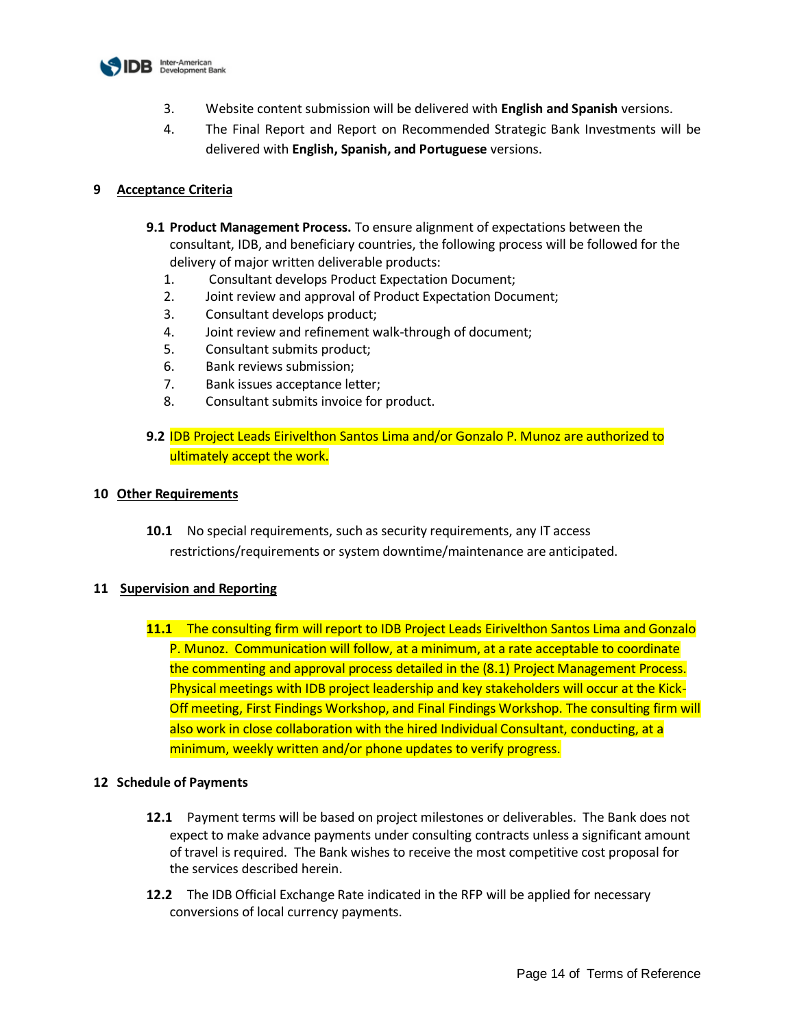3. Website content submission will be delivered with **English and Spanish** versions.
4. The Final Report and Report on Recommended Strategic Bank Investments will be delivered with **English, Spanish, and Portuguese** versions.

## 9 Acceptance Criteria

**9.1 Product Management Process.** To ensure alignment of expectations between the consultant, IDB, and beneficiary countries, the following process will be followed for the delivery of major written deliverable products:

1. Consultant develops Product Expectation Document;
2. Joint review and approval of Product Expectation Document;
3. Consultant develops product;
4. Joint review and refinement walk-through of document;
5. Consultant submits product;
6. Bank reviews submission;
7. Bank issues acceptance letter;
8. Consultant submits invoice for product.

**9.2** IDB Project Leads Eirivelthon Santos Lima and/or Gonzalo P. Munoz are authorized to ultimately accept the work.

## 10 Other Requirements

**10.1** No special requirements, such as security requirements, any IT access restrictions/requirements or system downtime/maintenance are anticipated.

## 11 Supervision and Reporting

**11.1** The consulting firm will report to IDB Project Leads Eirivelthon Santos Lima and Gonzalo P. Munoz. Communication will follow, at a minimum, at a rate acceptable to coordinate the commenting and approval process detailed in the (8.1) Project Management Process. Physical meetings with IDB project leadership and key stakeholders will occur at the Kick-Off meeting, First Findings Workshop, and Final Findings Workshop. The consulting firm will also work in close collaboration with the hired Individual Consultant, conducting, at a minimum, weekly written and/or phone updates to verify progress.

## 12 Schedule of Payments

**12.1** Payment terms will be based on project milestones or deliverables. The Bank does not expect to make advance payments under consulting contracts unless a significant amount of travel is required. The Bank wishes to receive the most competitive cost proposal for the services described herein.

**12.2** The IDB Official Exchange Rate indicated in the RFP will be applied for necessary conversions of local currency payments.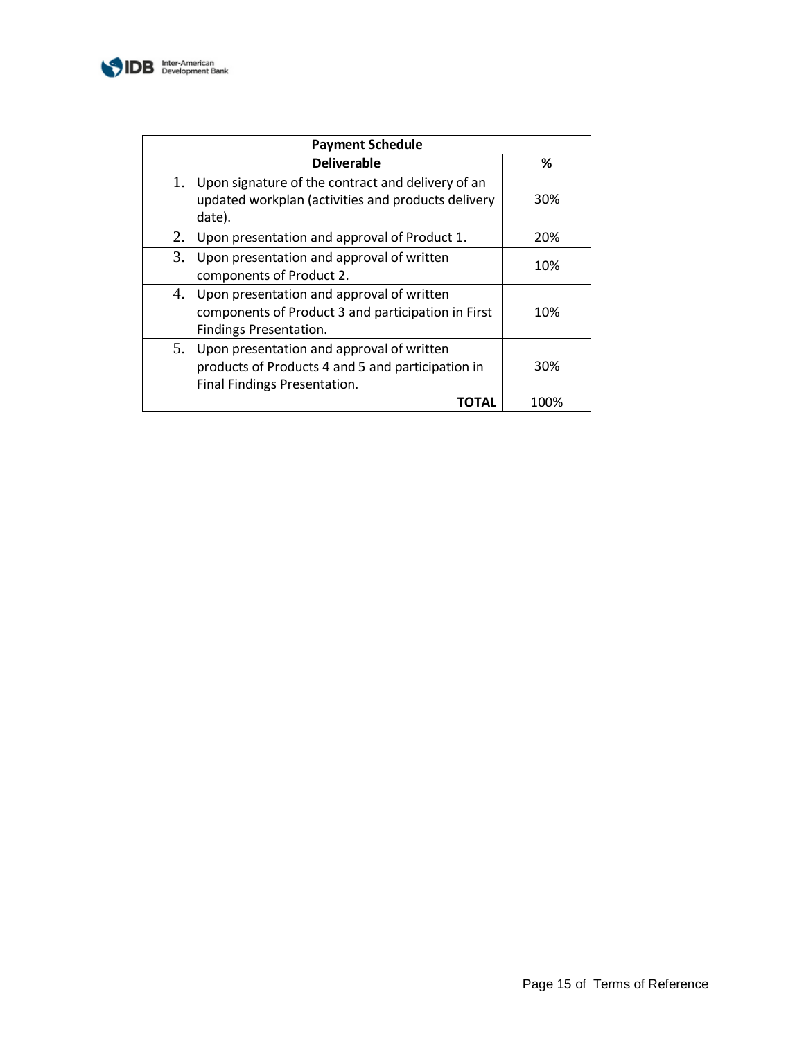| Payment Schedule | |
|---|---|
| **Deliverable** | **%** |
| 1. Upon signature of the contract and delivery of an updated workplan (activities and products delivery date). | 30% |
| 2. Upon presentation and approval of Product 1. | 20% |
| 3. Upon presentation and approval of written components of Product 2. | 10% |
| 4. Upon presentation and approval of written components of Product 3 and participation in First Findings Presentation. | 10% |
| 5. Upon presentation and approval of written products of Products 4 and 5 and participation in Final Findings Presentation. | 30% |
| **TOTAL** | 100% |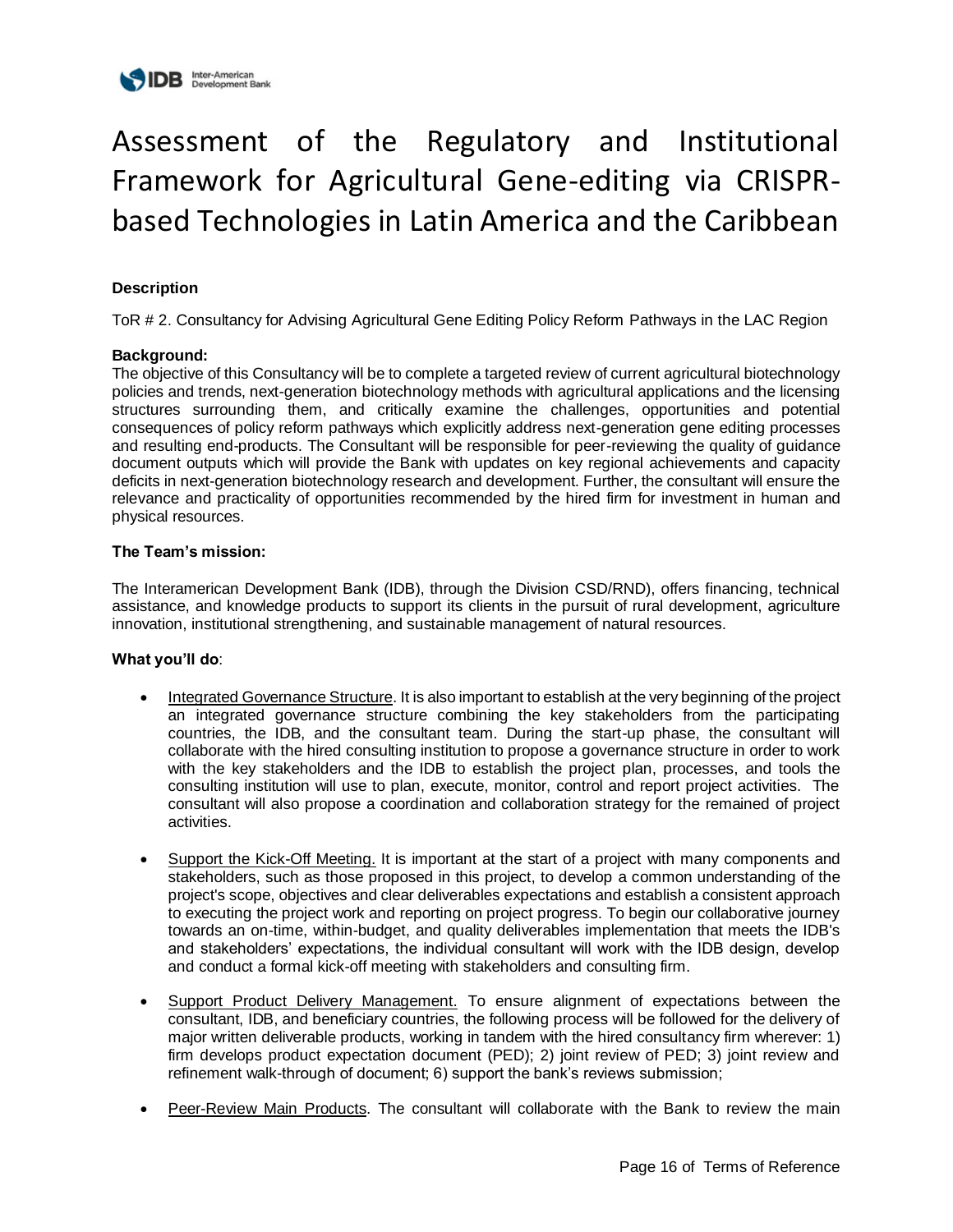# Assessment of the Regulatory and Institutional Framework for Agricultural Gene-editing via CRISPR-based Technologies in Latin America and the Caribbean

**Description**

ToR # 2. Consultancy for Advising Agricultural Gene Editing Policy Reform Pathways in the LAC Region

**Background:**
The objective of this Consultancy will be to complete a targeted review of current agricultural biotechnology policies and trends, next-generation biotechnology methods with agricultural applications and the licensing structures surrounding them, and critically examine the challenges, opportunities and potential consequences of policy reform pathways which explicitly address next-generation gene editing processes and resulting end-products. The Consultant will be responsible for peer-reviewing the quality of guidance document outputs which will provide the Bank with updates on key regional achievements and capacity deficits in next-generation biotechnology research and development. Further, the consultant will ensure the relevance and practicality of opportunities recommended by the hired firm for investment in human and physical resources.

**The Team's mission:**

The Interamerican Development Bank (IDB), through the Division CSD/RND), offers financing, technical assistance, and knowledge products to support its clients in the pursuit of rural development, agriculture innovation, institutional strengthening, and sustainable management of natural resources.

**What you'll do**:

- Integrated Governance Structure. It is also important to establish at the very beginning of the project an integrated governance structure combining the key stakeholders from the participating countries, the IDB, and the consultant team. During the start-up phase, the consultant will collaborate with the hired consulting institution to propose a governance structure in order to work with the key stakeholders and the IDB to establish the project plan, processes, and tools the consulting institution will use to plan, execute, monitor, control and report project activities. The consultant will also propose a coordination and collaboration strategy for the remained of project activities.

- Support the Kick-Off Meeting. It is important at the start of a project with many components and stakeholders, such as those proposed in this project, to develop a common understanding of the project's scope, objectives and clear deliverables expectations and establish a consistent approach to executing the project work and reporting on project progress. To begin our collaborative journey towards an on-time, within-budget, and quality deliverables implementation that meets the IDB's and stakeholders' expectations, the individual consultant will work with the IDB design, develop and conduct a formal kick-off meeting with stakeholders and consulting firm.

- Support Product Delivery Management. To ensure alignment of expectations between the consultant, IDB, and beneficiary countries, the following process will be followed for the delivery of major written deliverable products, working in tandem with the hired consultancy firm wherever: 1) firm develops product expectation document (PED); 2) joint review of PED; 3) joint review and refinement walk-through of document; 6) support the bank's reviews submission;

- Peer-Review Main Products. The consultant will collaborate with the Bank to review the main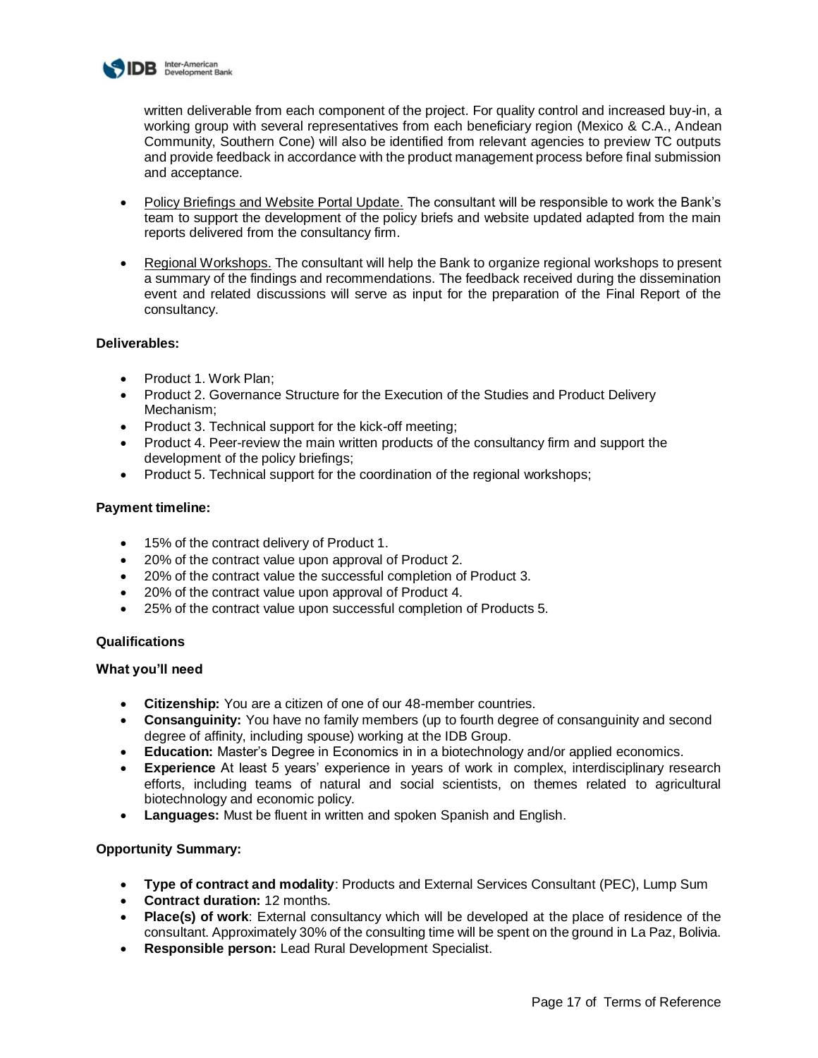written deliverable from each component of the project. For quality control and increased buy-in, a working group with several representatives from each beneficiary region (Mexico & C.A., Andean Community, Southern Cone) will also be identified from relevant agencies to preview TC outputs and provide feedback in accordance with the product management process before final submission and acceptance.

- Policy Briefings and Website Portal Update. The consultant will be responsible to work the Bank's team to support the development of the policy briefs and website updated adapted from the main reports delivered from the consultancy firm.
- Regional Workshops. The consultant will help the Bank to organize regional workshops to present a summary of the findings and recommendations. The feedback received during the dissemination event and related discussions will serve as input for the preparation of the Final Report of the consultancy.

**Deliverables:**

- Product 1. Work Plan;
- Product 2. Governance Structure for the Execution of the Studies and Product Delivery Mechanism;
- Product 3. Technical support for the kick-off meeting;
- Product 4. Peer-review the main written products of the consultancy firm and support the development of the policy briefings;
- Product 5. Technical support for the coordination of the regional workshops;

**Payment timeline:**

- 15% of the contract delivery of Product 1.
- 20% of the contract value upon approval of Product 2.
- 20% of the contract value the successful completion of Product 3.
- 20% of the contract value upon approval of Product 4.
- 25% of the contract value upon successful completion of Products 5.

**Qualifications**

**What you'll need**

- **Citizenship:** You are a citizen of one of our 48-member countries.
- **Consanguinity:** You have no family members (up to fourth degree of consanguinity and second degree of affinity, including spouse) working at the IDB Group.
- **Education:** Master's Degree in Economics in in a biotechnology and/or applied economics.
- **Experience** At least 5 years' experience in years of work in complex, interdisciplinary research efforts, including teams of natural and social scientists, on themes related to agricultural biotechnology and economic policy.
- **Languages:** Must be fluent in written and spoken Spanish and English.

**Opportunity Summary:**

- **Type of contract and modality**: Products and External Services Consultant (PEC), Lump Sum
- **Contract duration:** 12 months.
- **Place(s) of work**: External consultancy which will be developed at the place of residence of the consultant. Approximately 30% of the consulting time will be spent on the ground in La Paz, Bolivia.
- **Responsible person:** Lead Rural Development Specialist.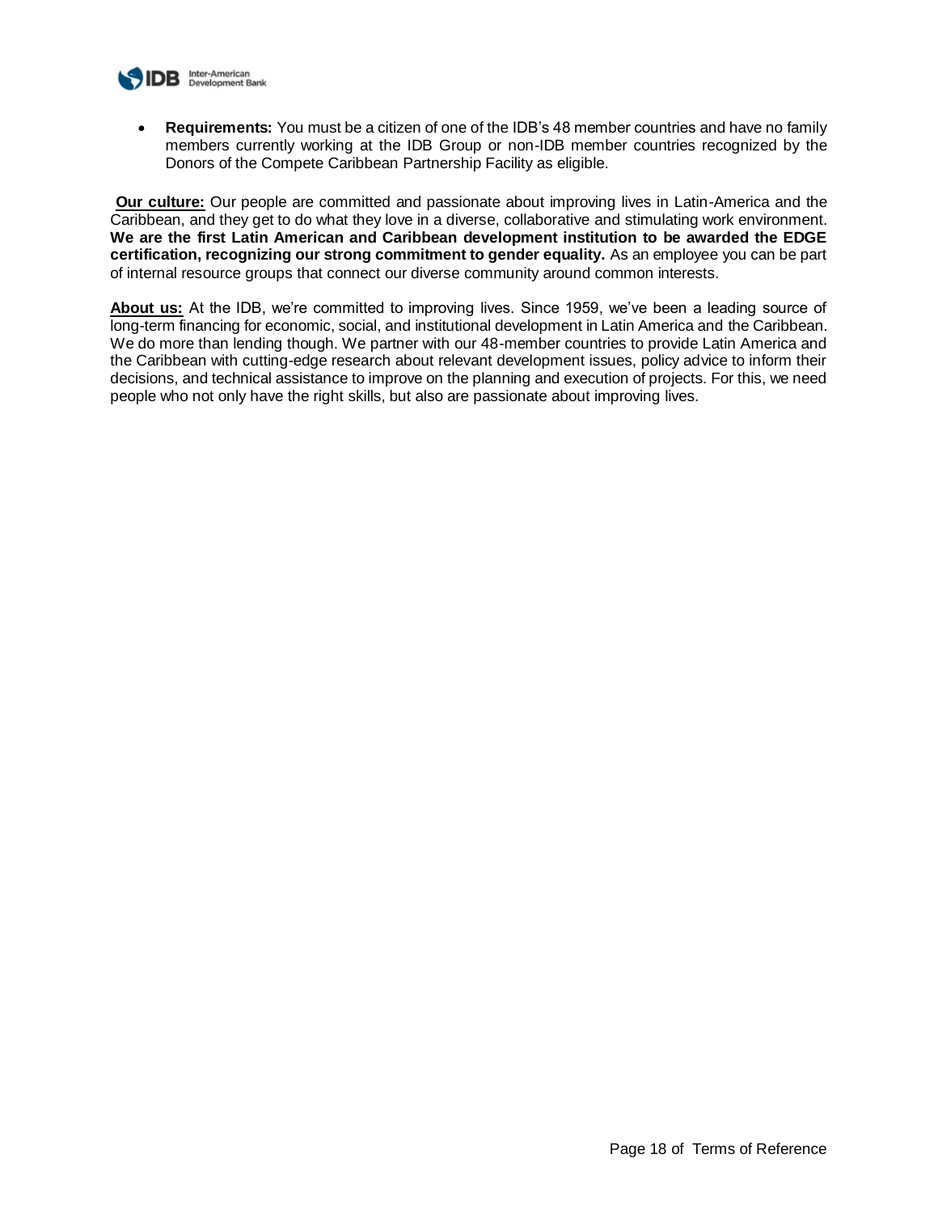- **Requirements:** You must be a citizen of one of the IDB's 48 member countries and have no family members currently working at the IDB Group or non-IDB member countries recognized by the Donors of the Compete Caribbean Partnership Facility as eligible.

**Our culture:** Our people are committed and passionate about improving lives in Latin-America and the Caribbean, and they get to do what they love in a diverse, collaborative and stimulating work environment. **We are the first Latin American and Caribbean development institution to be awarded the EDGE certification, recognizing our strong commitment to gender equality.** As an employee you can be part of internal resource groups that connect our diverse community around common interests.

**About us:** At the IDB, we're committed to improving lives. Since 1959, we've been a leading source of long-term financing for economic, social, and institutional development in Latin America and the Caribbean. We do more than lending though. We partner with our 48-member countries to provide Latin America and the Caribbean with cutting-edge research about relevant development issues, policy advice to inform their decisions, and technical assistance to improve on the planning and execution of projects. For this, we need people who not only have the right skills, but also are passionate about improving lives.